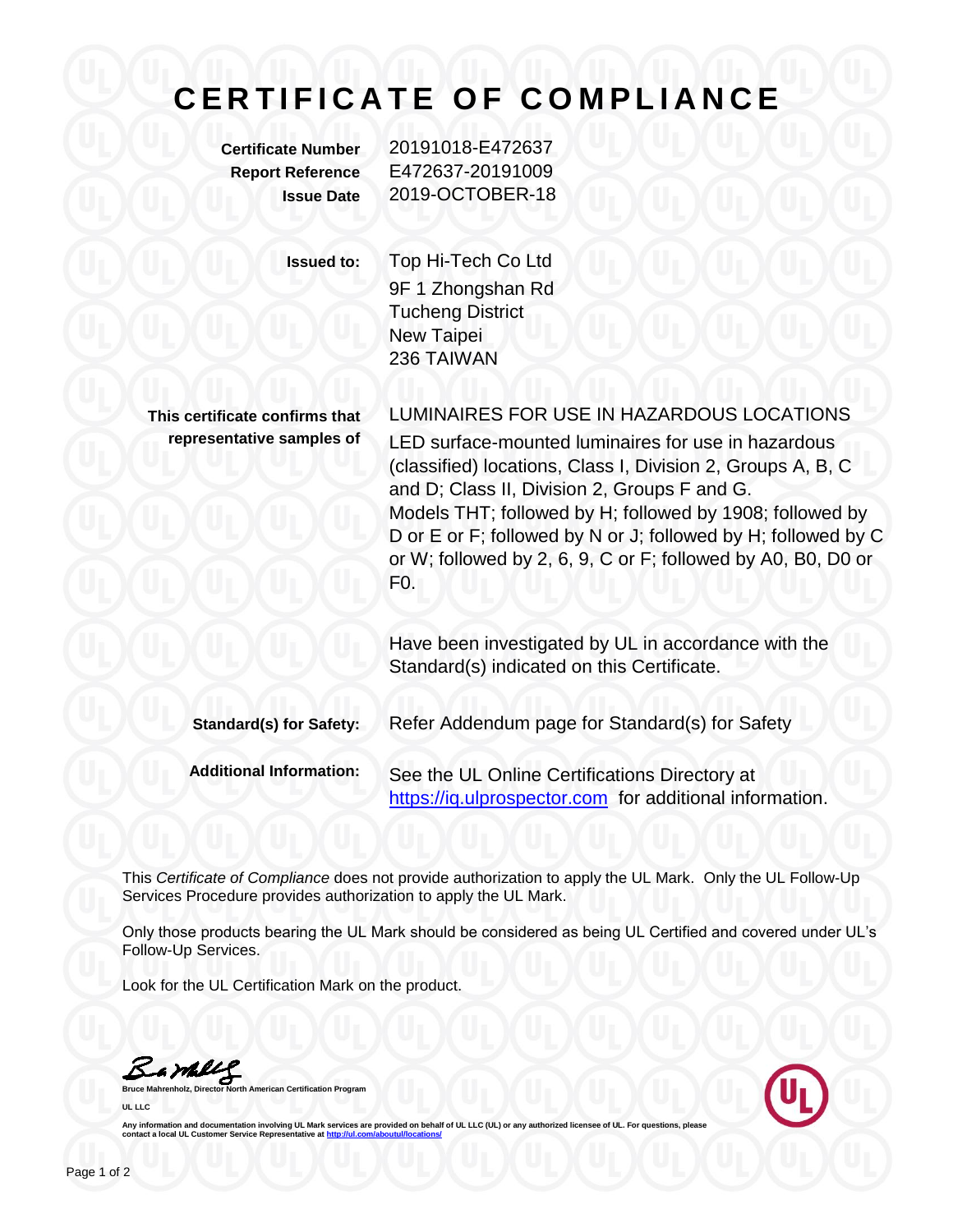# CERTIFICATE OF COMPLIANCE

| | |
|---|---|
| **Certificate Number** | 20191018-E472637 |
| **Report Reference** | E472637-20191009 |
| **Issue Date** | 2019-OCTOBER-18 |

**Issued to:** Top Hi-Tech Co Ltd
9F 1 Zhongshan Rd
Tucheng District
New Taipei
236 TAIWAN

**This certificate confirms that representative samples of**

LUMINAIRES FOR USE IN HAZARDOUS LOCATIONS

LED surface-mounted luminaires for use in hazardous (classified) locations, Class I, Division 2, Groups A, B, C and D; Class II, Division 2, Groups F and G.
Models THT; followed by H; followed by 1908; followed by D or E or F; followed by N or J; followed by H; followed by C or W; followed by 2, 6, 9, C or F; followed by A0, B0, D0 or F0.

Have been investigated by UL in accordance with the Standard(s) indicated on this Certificate.

**Standard(s) for Safety:** Refer Addendum page for Standard(s) for Safety

**Additional Information:** See the UL Online Certifications Directory at https://iq.ulprospector.com for additional information.

This *Certificate of Compliance* does not provide authorization to apply the UL Mark. Only the UL Follow-Up Services Procedure provides authorization to apply the UL Mark.

Only those products bearing the UL Mark should be considered as being UL Certified and covered under UL's Follow-Up Services.

Look for the UL Certification Mark on the product.

**Bruce Mahrenholz, Director North American Certification Program**

**UL LLC**

Any information and documentation involving UL Mark services are provided on behalf of UL LLC (UL) or any authorized licensee of UL. For questions, please contact a local UL Customer Service Representative at http://ul.com/aboutul/locations/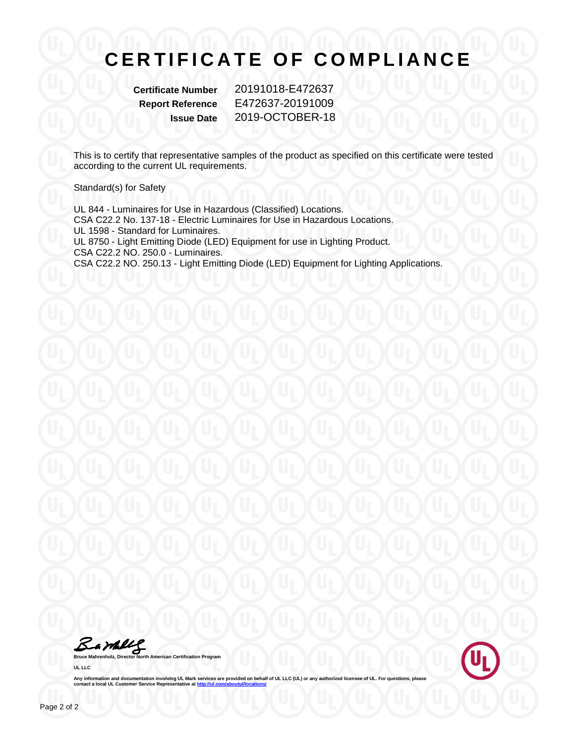# CERTIFICATE OF COMPLIANCE

**Certificate Number** 20191018-E472637
**Report Reference** E472637-20191009
**Issue Date** 2019-OCTOBER-18

This is to certify that representative samples of the product as specified on this certificate were tested according to the current UL requirements.

Standard(s) for Safety

UL 844 - Luminaires for Use in Hazardous (Classified) Locations.
CSA C22.2 No. 137-18 - Electric Luminaires for Use in Hazardous Locations.
UL 1598 - Standard for Luminaires.
UL 8750 - Light Emitting Diode (LED) Equipment for use in Lighting Product.
CSA C22.2 NO. 250.0 - Luminaires.
CSA C22.2 NO. 250.13 - Light Emitting Diode (LED) Equipment for Lighting Applications.

**Bruce Mahrenholz, Director North American Certification Program**

**UL LLC**

**Any information and documentation involving UL Mark services are provided on behalf of UL LLC (UL) or any authorized licensee of UL. For questions, please contact a local UL Customer Service Representative at http://ul.com/aboutul/locations/**